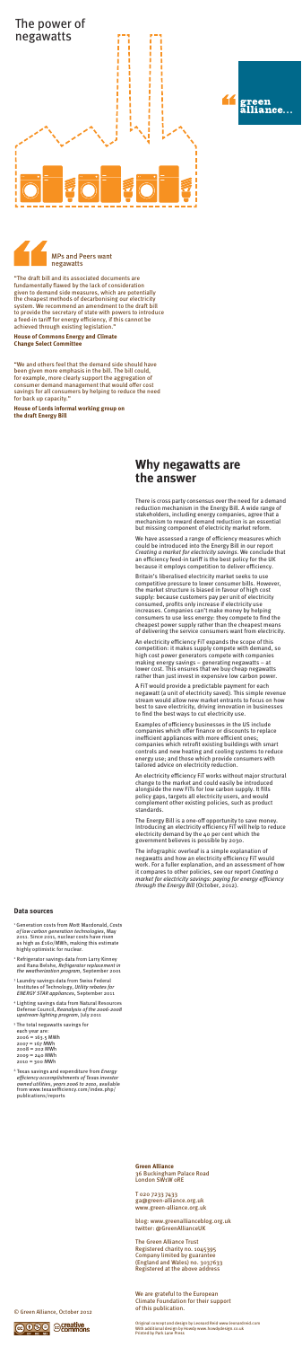# The power of negawatts

green alliance...

## MPs and Peers want negawatts

"The draft bill and its associated documents are fundamentally flawed by the lack of consideration given to demand side measures, which are potentially the cheapest methods of decarbonising our electricity system. We recommend an amendment to the draft bill to provide the secretary of state with powers to introduce a feed-in tariff for energy efficiency, if this cannot be achieved through existing legislation."

**House of Commons Energy and Climate Change Select Committee**

"We and others feel that the demand side should have been given more emphasis in the bill. The bill could, for example, more clearly support the aggregation of consumer demand management that would offer cost savings for all consumers by helping to reduce the need for back up capacity."

**House of Lords informal working group on the draft Energy Bill**

## Why negawatts are the answer

There is cross party consensus over the need for a demand reduction mechanism in the Energy Bill. A wide range of stakeholders, including energy companies, agree that a mechanism to reward demand reduction is an essential but missing component of electricity market reform.

We have assessed a range of efficiency measures which could be introduced into the Energy Bill in our report *Creating a market for electricity savings*. We conclude that an efficiency feed-in tariff is the best policy for the UK because it employs competition to deliver efficiency.

Britain's liberalised electricity market seeks to use competitive pressure to lower consumer bills. However, the market structure is biased in favour of high cost supply: because customers pay per unit of electricity consumed, profits only increase if electricity use increases. Companies can't make money by helping consumers to use less energy: they compete to find the cheapest power supply rather than the cheapest means of delivering the service consumers want from electricity.

An electricity efficiency FiT expands the scope of this competition: it makes supply compete with demand, so high cost power generators compete with companies making energy savings – generating negawatts – at lower cost. This ensures that we buy cheap negawatts rather than just invest in expensive low carbon power.

A FiT would provide a predictable payment for each negawatt (a unit of electricity saved). This simple revenue stream would allow new market entrants to focus on how best to save electricity, driving innovation in businesses to find the best ways to cut electricity use.

Examples of efficiency businesses in the US include companies which offer finance or discounts to replace inefficient appliances with more efficient ones; companies which retrofit existing buildings with smart controls and new heating and cooling systems to reduce energy use; and those which provide consumers with tailored advice on electricity reduction.

An electricity efficiency FiT works without major structural change to the market and could easily be introduced alongside the new FiTs for low carbon supply. It fills policy gaps, targets all electricity users, and would complement other existing policies, such as product standards.

The Energy Bill is a one-off opportunity to save money. Introducing an electricity efficiency FiT will help to reduce electricity demand by the 40 per cent which the government believes is possible by 2030.

The infographic overleaf is a simple explanation of negawatts and how an electricity efficiency FiT would work. For a fuller explanation, and an assessment of how it compares to other policies, see our report *Creating a market for electricity savings: paying for energy efficiency through the Energy Bill* (October, 2012).

### Data sources

[1] Generation costs from Mott Macdonald, *Costs of low carbon generation technologies*, May 2011. Since 2011, nuclear costs have risen as high as £160/MWh, making this estimate highly optimistic for nuclear.

[2] Refrigerator savings data from Larry Kinney and Rana Belshe, *Refrigerator replacement in the weatherization program*, September 2001

[3] Laundry savings data from Swiss Federal Institutes of Technology, *Utility rebates for ENERGY STAR appliances*, September 2011

[4] Lighting savings data from Natural Resources Defense Council, *Reanalysis of the 2006-2008 upstream lighting program*, July 2011

[5] The total negawatts savings for each year are:
2006 = 163.5 MWh
2007 = 167 MWh
2008 = 202 MWh
2009 = 240 MWh
2010 = 300 MWh

[6] Texas savings and expenditure from *Energy efficiency accomplishments of Texas investor owned utilities, years 2006 to 2010*, available from www.texasefficiency.com/index.php/publications/reports

**Green Alliance**
36 Buckingham Palace Road
London SW1W 0RE

T 020 7233 7433
ga@green-alliance.org.uk
www.green-alliance.org.uk

blog: www.greenallianceblog.org.uk
twitter: @GreenAllianceUK

The Green Alliance Trust
Registered charity no. 1045395
Company limited by guarantee
(England and Wales) no. 3037633
Registered at the above address

We are grateful to the European Climate Foundation for their support of this publication.

© Green Alliance, October 2012

Original concept and design by Leonard Reid www.leonardreid.com
With additional design by Howdy www.howdydesign.co.uk
Printed by Park Lane Press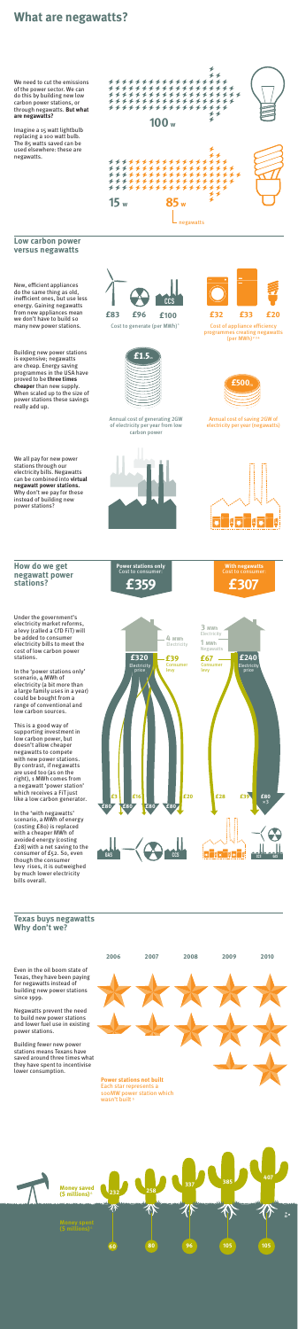# What are negawatts?

We need to cut the emissions of the power sector. We can do this by building new low carbon power stations, or through negawatts. **But what are negawatts?**

Imagine a 15 watt lightbulb replacing a 100 watt bulb. The 85 watts saved can be used elsewhere: these are negawatts.

100 w

15 w

85 w

negawatts

## Low carbon power versus negawatts

New, efficient appliances do the same thing as old, inefficient ones, but use less energy. Gaining negawatts from new appliances mean we don't have to build so many new power stations.

CCS

£83 £96 £100

Cost to generate (per MWh)[1]

£32 £33 £20

Cost of appliance efficiency programmes creating negawatts (per MWh)[2,3,4]

Building new power stations is expensive; negawatts are cheap. Energy saving programmes in the USA have proved to be **three times cheaper** than new supply. When scaled up to the size of power stations these savings really add up.

£1.5bn

Annual cost of generating 2GW of electricity per year from low carbon power

£500m

Annual cost of saving 2GW of electricity per year (negawatts)

We all pay for new power stations through our electricity bills. Negawatts can be combined into **virtual negawatt power stations.** Why don't we pay for these instead of building new power stations?

## How do we get negawatt power stations?

Under the government's electricity market reforms, a levy (called a CfD FiT) will be added to consumer electricity bills to meet the cost of low carbon power stations.

In the 'power stations only' scenario, 4 MWh of electricity (a bit more than a large family uses in a year) could be bought from a range of conventional and low carbon sources.

This is a good way of supporting investment in low carbon power, but doesn't allow cheaper negawatts to compete with new power stations. By contrast, if negawatts are used too (as on the right), 1 MWh comes from a negawatt 'power station' which receives a FiT just like a low carbon generator.

In the 'with negawatts' scenario, a MWh of energy (costing £80) is replaced with a cheaper MWh of avoided energy (costing £28) with a net saving to the consumer of £52. So, even though the consumer levy rises, it is outweighed by much lower electricity bills overall.

**Power stations only**
Cost to consumer:
**£359**

4 MWh Electricity

£320 Electricity price

£39 Consumer levy

£3 £16 £20

£80 £80 £80 £80

**With negawatts**
Cost to consumer:
**£307**

3 MWh Electricity

1 MWh Negawatts

£67 Consumer levy

£240 Electricity price

£28 £39

£80 x3

CCS

## Texas buys negawatts Why don't we?

Even in the oil boom state of Texas, they have been paying for negawatts instead of building new power stations since 1999.

Negawatts prevent the need to build new power stations and lower fuel use in existing power stations.

Building fewer new power stations means Texans have saved around three times what they have spent to incentivise lower consumption.

2006 2007 2008 2009 2010

**Power stations not built**
Each star represents a 100MW power station which wasn't built [5]

Money saved ($ millions)[5]

252 258 337 385 407

Money spent ($ millions)[5]

60 80 96 105 105